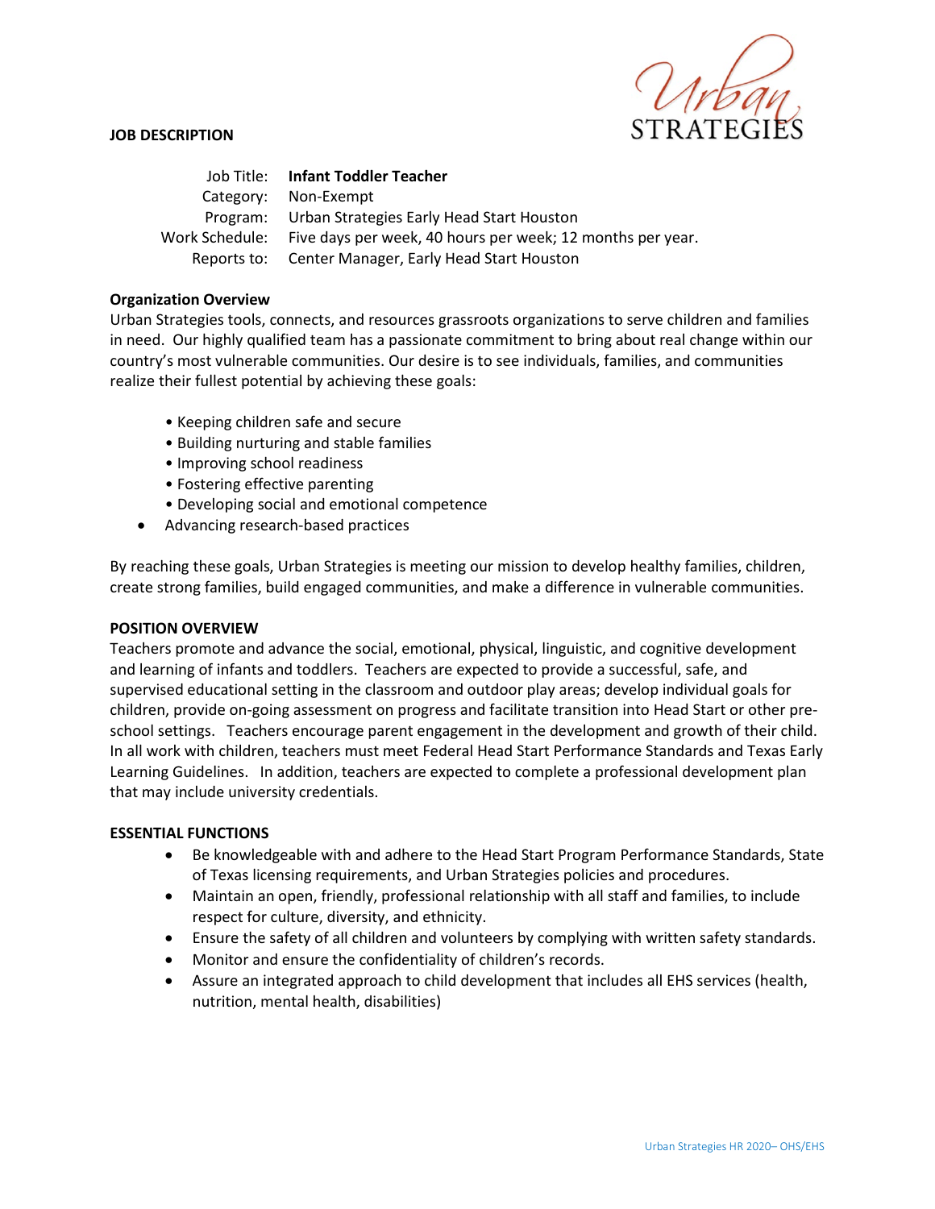**JOB DESCRIPTION**

Urban STRATEGIES

Job Title: **Infant Toddler Teacher**
Category: Non-Exempt
Program: Urban Strategies Early Head Start Houston
Work Schedule: Five days per week, 40 hours per week; 12 months per year.
Reports to: Center Manager, Early Head Start Houston

**Organization Overview**

Urban Strategies tools, connects, and resources grassroots organizations to serve children and families in need. Our highly qualified team has a passionate commitment to bring about real change within our country's most vulnerable communities. Our desire is to see individuals, families, and communities realize their fullest potential by achieving these goals:

- Keeping children safe and secure
- Building nurturing and stable families
- Improving school readiness
- Fostering effective parenting
- Developing social and emotional competence
- Advancing research-based practices

By reaching these goals, Urban Strategies is meeting our mission to develop healthy families, children, create strong families, build engaged communities, and make a difference in vulnerable communities.

**POSITION OVERVIEW**

Teachers promote and advance the social, emotional, physical, linguistic, and cognitive development and learning of infants and toddlers. Teachers are expected to provide a successful, safe, and supervised educational setting in the classroom and outdoor play areas; develop individual goals for children, provide on-going assessment on progress and facilitate transition into Head Start or other pre-school settings. Teachers encourage parent engagement in the development and growth of their child. In all work with children, teachers must meet Federal Head Start Performance Standards and Texas Early Learning Guidelines. In addition, teachers are expected to complete a professional development plan that may include university credentials.

**ESSENTIAL FUNCTIONS**

- Be knowledgeable with and adhere to the Head Start Program Performance Standards, State of Texas licensing requirements, and Urban Strategies policies and procedures.
- Maintain an open, friendly, professional relationship with all staff and families, to include respect for culture, diversity, and ethnicity.
- Ensure the safety of all children and volunteers by complying with written safety standards.
- Monitor and ensure the confidentiality of children's records.
- Assure an integrated approach to child development that includes all EHS services (health, nutrition, mental health, disabilities)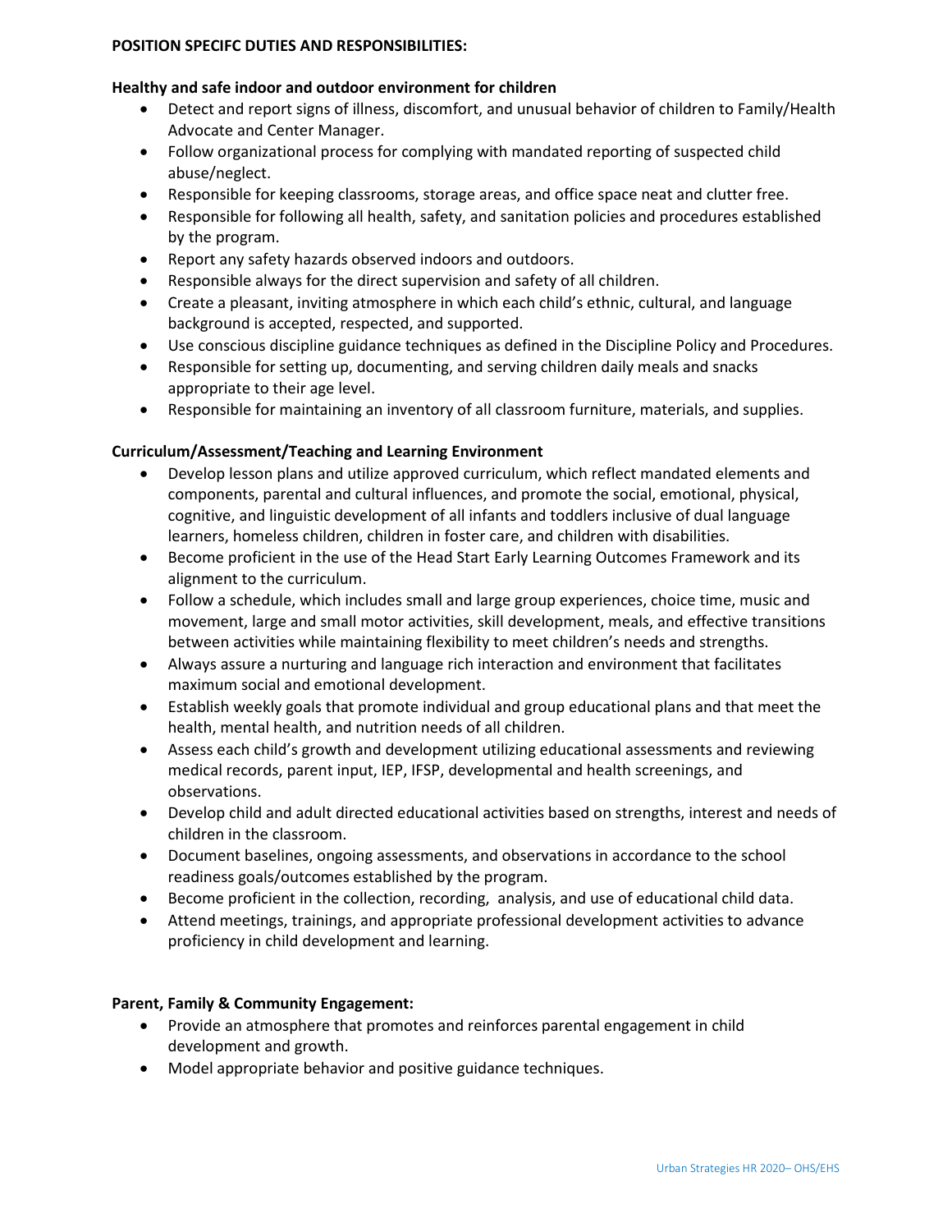**POSITION SPECIFC DUTIES AND RESPONSIBILITIES:**

**Healthy and safe indoor and outdoor environment for children**

- Detect and report signs of illness, discomfort, and unusual behavior of children to Family/Health Advocate and Center Manager.
- Follow organizational process for complying with mandated reporting of suspected child abuse/neglect.
- Responsible for keeping classrooms, storage areas, and office space neat and clutter free.
- Responsible for following all health, safety, and sanitation policies and procedures established by the program.
- Report any safety hazards observed indoors and outdoors.
- Responsible always for the direct supervision and safety of all children.
- Create a pleasant, inviting atmosphere in which each child's ethnic, cultural, and language background is accepted, respected, and supported.
- Use conscious discipline guidance techniques as defined in the Discipline Policy and Procedures.
- Responsible for setting up, documenting, and serving children daily meals and snacks appropriate to their age level.
- Responsible for maintaining an inventory of all classroom furniture, materials, and supplies.

**Curriculum/Assessment/Teaching and Learning Environment**

- Develop lesson plans and utilize approved curriculum, which reflect mandated elements and components, parental and cultural influences, and promote the social, emotional, physical, cognitive, and linguistic development of all infants and toddlers inclusive of dual language learners, homeless children, children in foster care, and children with disabilities.
- Become proficient in the use of the Head Start Early Learning Outcomes Framework and its alignment to the curriculum.
- Follow a schedule, which includes small and large group experiences, choice time, music and movement, large and small motor activities, skill development, meals, and effective transitions between activities while maintaining flexibility to meet children's needs and strengths.
- Always assure a nurturing and language rich interaction and environment that facilitates maximum social and emotional development.
- Establish weekly goals that promote individual and group educational plans and that meet the health, mental health, and nutrition needs of all children.
- Assess each child's growth and development utilizing educational assessments and reviewing medical records, parent input, IEP, IFSP, developmental and health screenings, and observations.
- Develop child and adult directed educational activities based on strengths, interest and needs of children in the classroom.
- Document baselines, ongoing assessments, and observations in accordance to the school readiness goals/outcomes established by the program.
- Become proficient in the collection, recording, analysis, and use of educational child data.
- Attend meetings, trainings, and appropriate professional development activities to advance proficiency in child development and learning.

**Parent, Family & Community Engagement:**

- Provide an atmosphere that promotes and reinforces parental engagement in child development and growth.
- Model appropriate behavior and positive guidance techniques.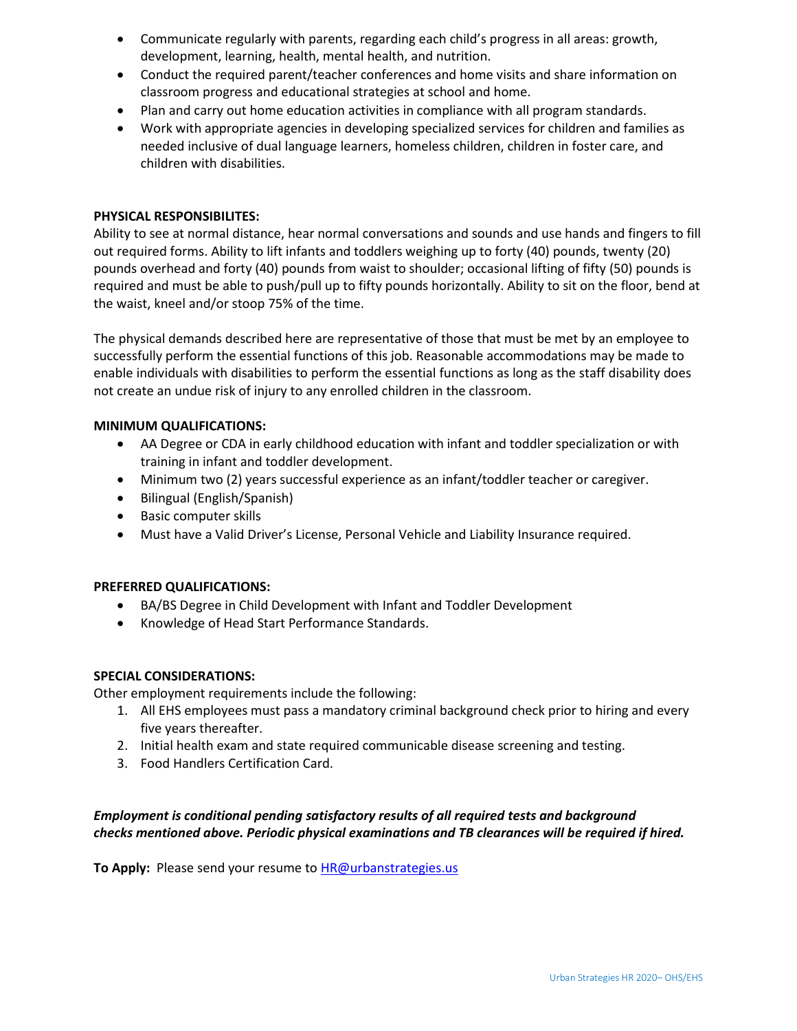- Communicate regularly with parents, regarding each child's progress in all areas: growth, development, learning, health, mental health, and nutrition.
- Conduct the required parent/teacher conferences and home visits and share information on classroom progress and educational strategies at school and home.
- Plan and carry out home education activities in compliance with all program standards.
- Work with appropriate agencies in developing specialized services for children and families as needed inclusive of dual language learners, homeless children, children in foster care, and children with disabilities.

**PHYSICAL RESPONSIBILITES:**

Ability to see at normal distance, hear normal conversations and sounds and use hands and fingers to fill out required forms. Ability to lift infants and toddlers weighing up to forty (40) pounds, twenty (20) pounds overhead and forty (40) pounds from waist to shoulder; occasional lifting of fifty (50) pounds is required and must be able to push/pull up to fifty pounds horizontally. Ability to sit on the floor, bend at the waist, kneel and/or stoop 75% of the time.

The physical demands described here are representative of those that must be met by an employee to successfully perform the essential functions of this job. Reasonable accommodations may be made to enable individuals with disabilities to perform the essential functions as long as the staff disability does not create an undue risk of injury to any enrolled children in the classroom.

**MINIMUM QUALIFICATIONS:**

- AA Degree or CDA in early childhood education with infant and toddler specialization or with training in infant and toddler development.
- Minimum two (2) years successful experience as an infant/toddler teacher or caregiver.
- Bilingual (English/Spanish)
- Basic computer skills
- Must have a Valid Driver's License, Personal Vehicle and Liability Insurance required.

**PREFERRED QUALIFICATIONS:**

- BA/BS Degree in Child Development with Infant and Toddler Development
- Knowledge of Head Start Performance Standards.

**SPECIAL CONSIDERATIONS:**

Other employment requirements include the following:

1. All EHS employees must pass a mandatory criminal background check prior to hiring and every five years thereafter.
2. Initial health exam and state required communicable disease screening and testing.
3. Food Handlers Certification Card.

***Employment is conditional pending satisfactory results of all required tests and background checks mentioned above. Periodic physical examinations and TB clearances will be required if hired.***

**To Apply:** Please send your resume to HR@urbanstrategies.us